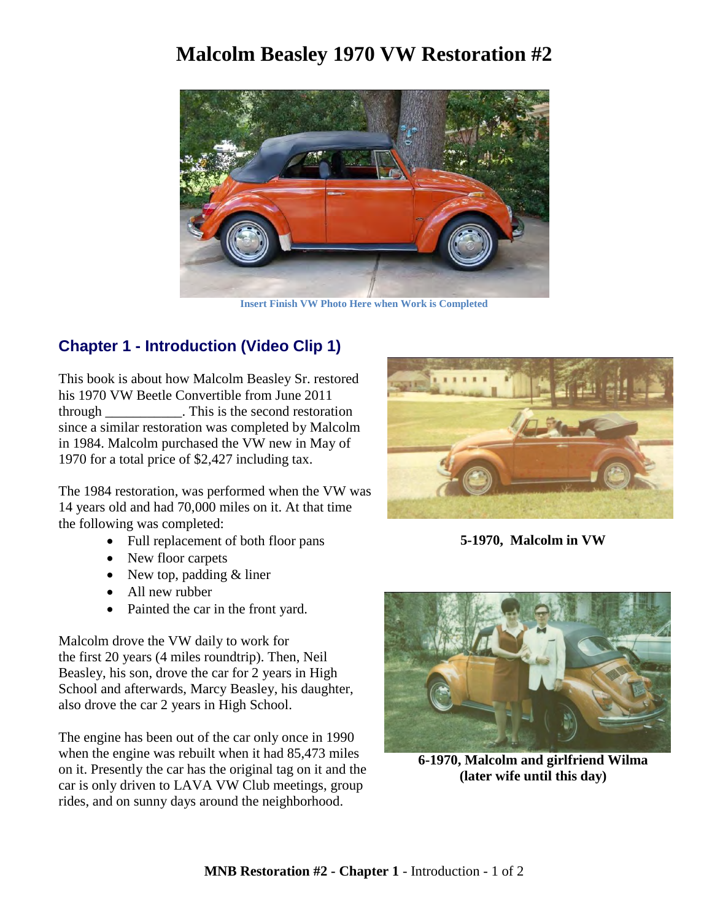# Malcolm Beasley 1970 VW Restoration #2

Insert Finish VW Photo Here when Work is Completed

## Chapter 1 - Introduction (Video Clip 1)

This book is about how Malcolm Beasley Sr. restored his 1970 VW Beetle Convertible from June 2011 through ___________. This is the second restoration since a similar restoration was completed by Malcolm in 1984. Malcolm purchased the VW new in May of 1970 for a total price of $2,427 including tax.

**5-1970, Malcolm in VW**

The 1984 restoration, was performed when the VW was 14 years old and had 70,000 miles on it. At that time the following was completed:

- Full replacement of both floor pans
- New floor carpets
- New top, padding & liner
- All new rubber
- Painted the car in the front yard.

Malcolm drove the VW daily to work for the first 20 years (4 miles roundtrip). Then, Neil Beasley, his son, drove the car for 2 years in High School and afterwards, Marcy Beasley, his daughter, also drove the car 2 years in High School.

**6-1970, Malcolm and girlfriend Wilma (later wife until this day)**

The engine has been out of the car only once in 1990 when the engine was rebuilt when it had 85,473 miles on it. Presently the car has the original tag on it and the car is only driven to LAVA VW Club meetings, group rides, and on sunny days around the neighborhood.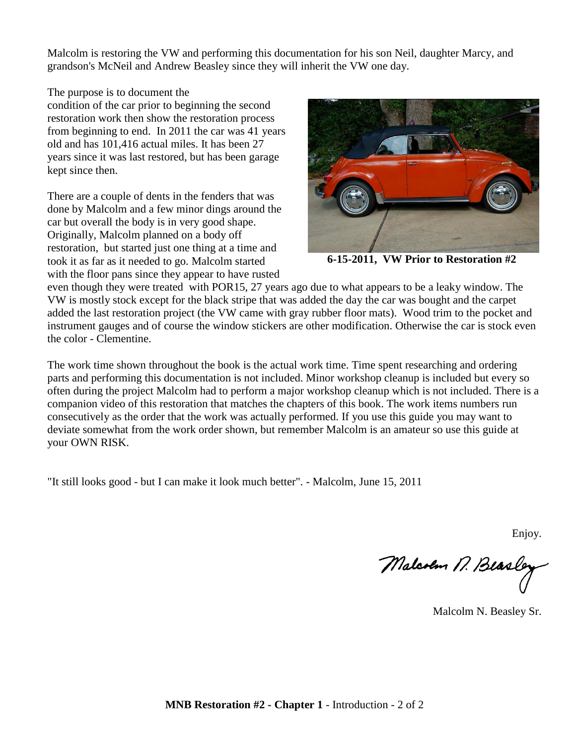Malcolm is restoring the VW and performing this documentation for his son Neil, daughter Marcy, and grandson's McNeil and Andrew Beasley since they will inherit the VW one day.

The purpose is to document the condition of the car prior to beginning the second restoration work then show the restoration process from beginning to end. In 2011 the car was 41 years old and has 101,416 actual miles. It has been 27 years since it was last restored, but has been garage kept since then.

**6-15-2011, VW Prior to Restoration #2**

There are a couple of dents in the fenders that was done by Malcolm and a few minor dings around the car but overall the body is in very good shape. Originally, Malcolm planned on a body off restoration, but started just one thing at a time and took it as far as it needed to go. Malcolm started with the floor pans since they appear to have rusted even though they were treated with POR15, 27 years ago due to what appears to be a leaky window. The VW is mostly stock except for the black stripe that was added the day the car was bought and the carpet added the last restoration project (the VW came with gray rubber floor mats). Wood trim to the pocket and instrument gauges and of course the window stickers are other modification. Otherwise the car is stock even the color - Clementine.

The work time shown throughout the book is the actual work time. Time spent researching and ordering parts and performing this documentation is not included. Minor workshop cleanup is included but every so often during the project Malcolm had to perform a major workshop cleanup which is not included. There is a companion video of this restoration that matches the chapters of this book. The work items numbers run consecutively as the order that the work was actually performed. If you use this guide you may want to deviate somewhat from the work order shown, but remember Malcolm is an amateur so use this guide at your OWN RISK.

"It still looks good - but I can make it look much better". - Malcolm, June 15, 2011

Enjoy.

Malcolm N. Beasley

Malcolm N. Beasley Sr.